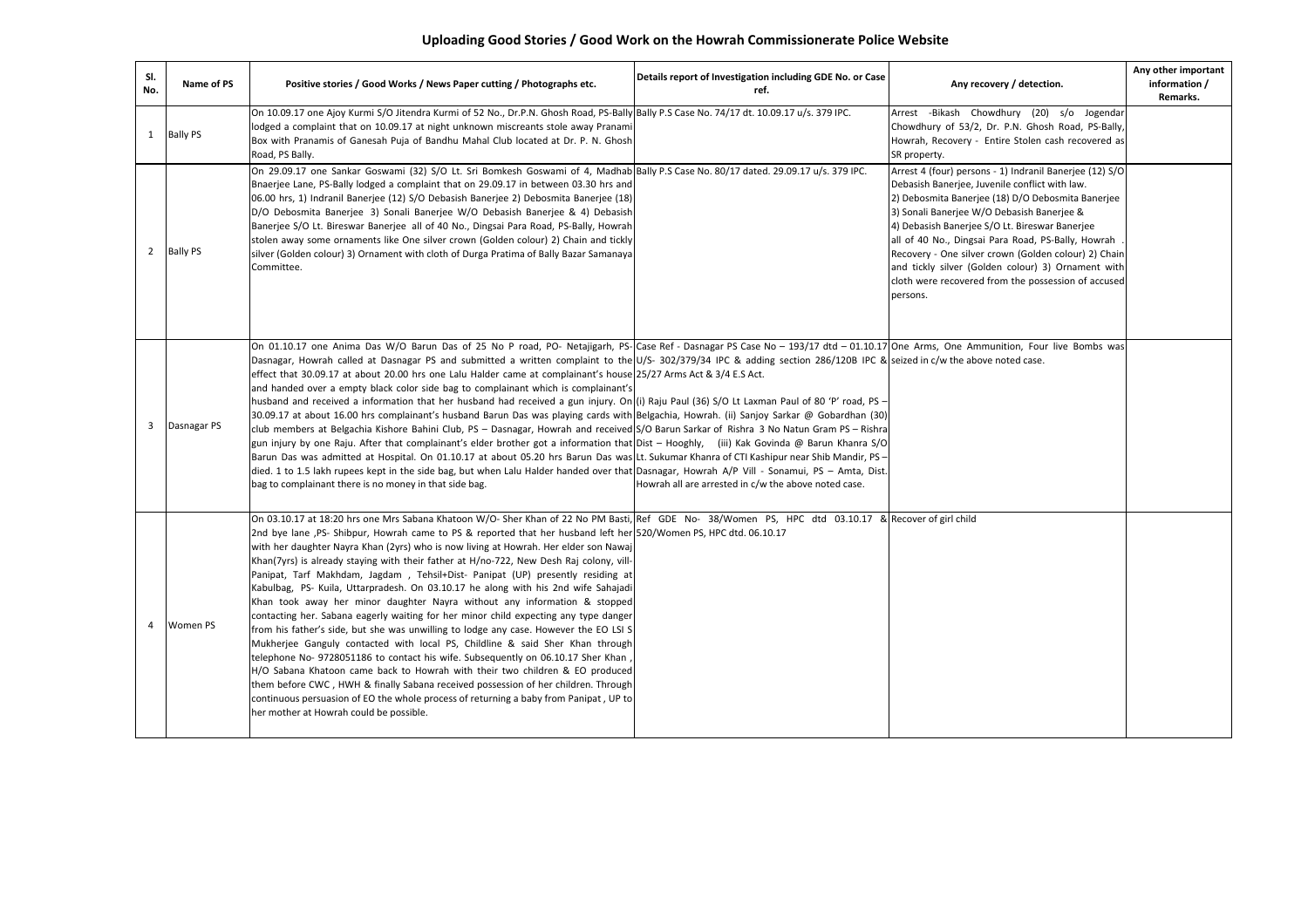# Uploading Good Stories / Good Work on the Howrah Commissionerate Police Website

| Sl. No. | Name of PS | Positive stories / Good Works / News Paper cutting / Photographs etc. | Details report of Investigation including GDE No. or Case ref. | Any recovery / detection. | Any other important information / Remarks. |
|---|---|---|---|---|---|
| 1 | Bally PS | On 10.09.17 one Ajoy Kurmi S/O Jitendra Kurmi of 52 No., Dr.P.N. Ghosh Road, PS-Bally lodged a complaint that on 10.09.17 at night unknown miscreants stole away Pranami Box with Pranamis of Ganesah Puja of Bandhu Mahal Club located at Dr. P. N. Ghosh Road, PS Bally. | Bally P.S Case No. 74/17 dt. 10.09.17 u/s. 379 IPC. | Arrest -Bikash Chowdhury (20) s/o Jogendar Chowdhury of 53/2, Dr. P.N. Ghosh Road, PS-Bally, Howrah, Recovery - Entire Stolen cash recovered as SR property. | |
| 2 | Bally PS | On 29.09.17 one Sankar Goswami (32) S/O Lt. Sri Bomkesh Goswami of 4, Madhab Bnaerjee Lane, PS-Bally lodged a complaint that on 29.09.17 in between 03.30 hrs and 06.00 hrs, 1) Indranil Banerjee (12) S/O Debasish Banerjee 2) Debosmita Banerjee (18) D/O Debosmita Banerjee 3) Sonali Banerjee W/O Debasish Banerjee & 4) Debasish Banerjee S/O Lt. Bireswar Banerjee all of 40 No., Dingsai Para Road, PS-Bally, Howrah stolen away some ornaments like One silver crown (Golden colour) 2) Chain and tickly silver (Golden colour) 3) Ornament with cloth of Durga Pratima of Bally Bazar Samanaya Committee. | Bally P.S Case No. 80/17 dated. 29.09.17 u/s. 379 IPC. | Arrest 4 (four) persons - 1) Indranil Banerjee (12) S/O Debasish Banerjee, Juvenile conflict with law. 2) Debosmita Banerjee (18) D/O Debosmita Banerjee 3) Sonali Banerjee W/O Debasish Banerjee & 4) Debasish Banerjee S/O Lt. Bireswar Banerjee all of 40 No., Dingsai Para Road, PS-Bally, Howrah . Recovery - One silver crown (Golden colour) 2) Chain and tickly silver (Golden colour) 3) Ornament with cloth were recovered from the possession of accused persons. | |
| 3 | Dasnagar PS | On 01.10.17 one Anima Das W/O Barun Das of 25 No P road, PO- Netajigarh, PS- Dasnagar, Howrah called at Dasnagar PS and submitted a written complaint to the effect that 30.09.17 at about 20.00 hrs one Lalu Halder came at complainant's house and handed over a empty black color side bag to complainant which is complainant's husband and received a information that her husband had received a gun injury. On 30.09.17 at about 16.00 hrs complainant's husband Barun Das was playing cards with club members at Belgachia Kishore Bahini Club, PS – Dasnagar, Howrah and received gun injury by one Raju. After that complainant's elder brother got a information that Barun Das was admitted at Hospital. On 01.10.17 at about 05.20 hrs Barun Das was died. 1 to 1.5 lakh rupees kept in the side bag, but when Lalu Halder handed over that bag to complainant there is no money in that side bag. | Case Ref - Dasnagar PS Case No – 193/17 dtd – 01.10.17 U/S- 302/379/34 IPC & adding section 286/120B IPC & 25/27 Arms Act & 3/4 E.S Act. (i) Raju Paul (36) S/O Lt Laxman Paul of 80 'P' road, PS – Belgachia, Howrah. (ii) Sanjoy Sarkar @ Gobardhan (30) S/O Barun Sarkar of Rishra 3 No Natun Gram PS – Rishra Dist – Hooghly, (iii) Kak Govinda @ Barun Khanra S/O Lt. Sukumar Khanra of CTI Kashipur near Shib Mandir, PS – Dasnagar, Howrah A/P Vill - Sonamui, PS – Amta, Dist. Howrah all are arrested in c/w the above noted case. | One Arms, One Ammunition, Four live Bombs was seized in c/w the above noted case. | |
| 4 | Women PS | On 03.10.17 at 18:20 hrs one Mrs Sabana Khatoon W/O- Sher Khan of 22 No PM Basti, 2nd bye lane ,PS- Shibpur, Howrah came to PS & reported that her husband left her with her daughter Nayra Khan (2yrs) who is now living at Howrah. Her elder son Nawaj Khan(7yrs) is already staying with their father at H/no-722, New Desh Raj colony, vill- Panipat, Tarf Makhdam, Jagdam , Tehsil+Dist- Panipat (UP) presently residing at Kabulbag, PS- Kuila, Uttarpradesh. On 03.10.17 he along with his 2nd wife Sahajadi Khan took away her minor daughter Nayra without any information & stopped contacting her. Sabana eagerly waiting for her minor child expecting any type danger from his father's side, but she was unwilling to lodge any case. However the EO LSI S Mukherjee Ganguly contacted with local PS, Childline & said Sher Khan through telephone No- 9728051186 to contact his wife. Subsequently on 06.10.17 Sher Khan , H/O Sabana Khatoon came back to Howrah with their two children & EO produced them before CWC , HWH & finally Sabana received possession of her children. Through continuous persuasion of EO the whole process of returning a baby from Panipat , UP to her mother at Howrah could be possible. | Ref GDE No- 38/Women PS, HPC dtd 03.10.17 & 520/Women PS, HPC dtd. 06.10.17 | Recover of girl child | |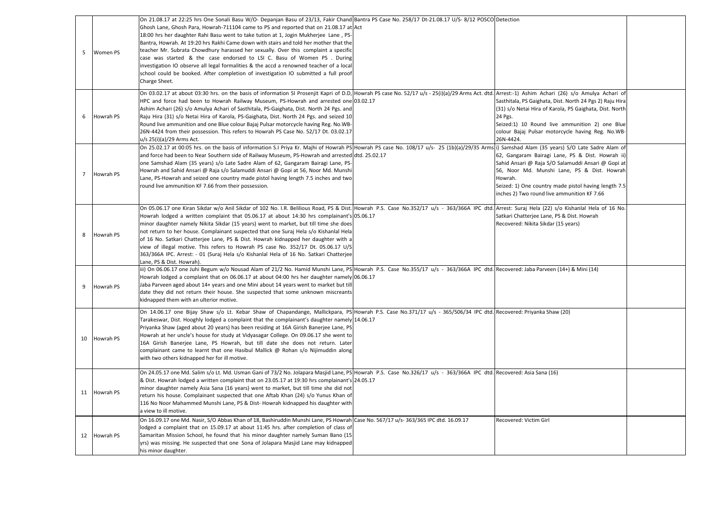| | | | | | |
|---|---|---|---|---|---|
| 5 | Women PS | On 21.08.17 at 22:25 hrs One Sonali Basu W/O- Depanjan Basu of 23/13, Fakir Chand Ghosh Lane, Ghosh Para, Howrah-711104 came to PS and reported that on 21.08.17 at 18:00 hrs her daughter Rahi Basu went to take tution at 1, Jogin Mukherjee Lane , PS-Bantra, Howrah. At 19:20 hrs Rakhi Came down with stairs and told her mother that the teacher Mr. Subrata Chowdhury harassed her sexually. Over this complaint a specific case was started & the case endorsed to LSI C. Basu of Women PS . During investigation IO observe all legal formalities & the accd a renowned teacher of a local school could be booked. After completion of investigation IO submitted a full proof Charge Sheet. | Bantra PS Case No. 258/17 Dt-21.08.17 U/S- 8/12 POSCO Act | Detection | |
| 6 | Howrah PS | On 03.02.17 at about 03:30 hrs. on the basis of information SI Prosenjit Kapri of D.D, HPC and force had been to Howrah Railway Museum, PS-Howrah and arrested one Ashim Achari (26) s/o Amulya Achari of Sasthitala, PS-Gaighata, Dist. North 24 Pgs. and Raju Hira (31) s/o Netai Hira of Karola, PS-Gaighata, Dist. North 24 Pgs. and seized 10 Round live ammunition and one Blue colour Bajaj Pulsar motorcycle having Reg. No.WB-26N-4424 from their possession. This refers to Howrah PS Case No. 52/17 Dt. 03.02.17 u/s 25(i)(a)/29 Arms Act. | Howrah PS case No. 52/17 u/s - 25(i)(a)/29 Arms Act. dtd. 03.02.17 | Arrest:-1) Ashim Achari (26) s/o Amulya Achari of Sasthitala, PS Gaighata, Dist. North 24 Pgs 2) Raju Hira (31) s/o Netai Hira of Karola, PS Gaighata, Dist. North 24 Pgs.<br>Seized:1) 10 Round live ammunition 2) one Blue colour Bajaj Pulsar motorcycle having Reg. No.WB-26N-4424. | |
| 7 | Howrah PS | On 25.02.17 at 00:05 hrs. on the basis of information S.I Priya Kr. Majhi of Howrah PS and force had been to Near Southern side of Railway Museum, PS-Howrah and arrested one Samshad Alam (35 years) s/o Late Sadre Alam of 62, Gangaram Bairagi Lane, PS-Howrah and Sahid Ansari @ Raja s/o Salamuddi Ansari @ Gopi at 56, Noor Md. Munshi Lane, PS-Howrah and seized one country made pistol having length 7.5 inches and two round live ammunition KF 7.66 from their possession. | Howrah PS case No. 108/17 u/s- 25 (1b)(a)/29/35 Arms dtd. 25.02.17 | i) Samshad Alam (35 years) S/O Late Sadre Alam of 62, Gangaram Bairagi Lane, PS & Dist. Howrah ii) Sahid Ansari @ Raja S/O Salamuddi Ansari @ Gopi at 56, Noor Md. Munshi Lane, PS & Dist. Howrah Howrah.<br>Seized: 1) One country made pistol having length 7.5 inches 2) Two round live ammunition KF 7.66 | |
| 8 | Howrah PS | On 05.06.17 one Kiran Sikdar w/o Anil Sikdar of 102 No. I.R. Belilious Road, PS & Dist. Howrah lodged a written complaint that 05.06.17 at about 14:30 hrs complainant's minor daughter namely Nikita Sikdar (15 years) went to market, but till time she does not return to her house. Complainant suspected that one Suraj Hela s/o Kishanlal Hela of 16 No. Satkari Chatterjee Lane, PS & Dist. Howrah kidnapped her daughter with a view of illegal motive. This refers to Howrah PS case No. 352/17 Dt. 05.06.17 U/S 363/366A IPC. Arrest: - 01 (Suraj Hela s/o Kishanlal Hela of 16 No. Satkari Chatterjee Lane, PS & Dist. Howrah). | Howrah P.S. Case No.352/17 u/s - 363/366A IPC dtd. 05.06.17 | Arrest: Suraj Hela (22) s/o Kishanlal Hela of 16 No. Satkari Chatterjee Lane, PS & Dist. Howrah<br>Recovered: Nikita Sikdar (15 years) | |
| 9 | Howrah PS | iii) On 06.06.17 one Juhi Begum w/o Nousad Alam of 21/2 No. Hamid Munshi Lane, PS Howrah lodged a complaint that on 06.06.17 at about 04:00 hrs her daughter namely Jaba Parveen aged about 14+ years and one Mini about 14 years went to market but till date they did not return their house. She suspected that some unknown miscreants kidnapped them with an ulterior motive. | Howrah P.S. Case No.355/17 u/s - 363/366A IPC dtd. 06.06.17 | Recovered: Jaba Parveen (14+) & Mini (14) | |
| 10 | Howrah PS | On 14.06.17 one Bijay Shaw s/o Lt. Kebar Shaw of Chapandange, Mallickpara, PS Tarakeswar, Dist. Hooghly lodged a complaint that the complainant's daughter namely Priyanka Shaw (aged about 20 years) has been residing at 16A Girish Banerjee Lane, PS Howrah at her uncle's house for study at Vidyasagar College. On 09.06.17 she went to 16A Girish Banerjee Lane, PS Howrah, but till date she does not return. Later complainant came to learnt that one Hasibul Mallick @ Rohan s/o Nijimuddin along with two others kidnapped her for ill motive. | Howrah P.S. Case No.371/17 u/s - 365/506/34 IPC dtd. 14.06.17 | Recovered: Priyanka Shaw (20) | |
| 11 | Howrah PS | On 24.05.17 one Md. Salim s/o Lt. Md. Usman Gani of 73/2 No. Jolapara Masjid Lane, PS & Dist. Howrah lodged a written complaint that on 23.05.17 at 19:30 hrs complainant's minor daughter namely Asia Sana (16 years) went to market, but till time she did not return his house. Complainant suspected that one Aftab Khan (24) s/o Yunus Khan of 116 No Noor Mahammed Munshi Lane, PS & Dist- Howrah kidnapped his daughter with a view to ill motive. | Howrah P.S. Case No.326/17 u/s - 363/366A IPC dtd. 24.05.17 | Recovered: Asia Sana (16) | |
| 12 | Howrah PS | On 16.09.17 one Md. Nasir, S/O Abbas Khan of 18, Bashiruddin Munshi Lane, PS Howrah lodged a complaint that on 15.09.17 at about 11:45 hrs. after completion of class of Samaritan Mission School, he found that his minor daughter namely Suman Bano (15 yrs) was missing. He suspected that one Sona of Jolapara Masjid Lane may kidnapped his minor daughter. | Case No. 567/17 u/s- 363/365 IPC dtd. 16.09.17 | Recovered: Victim Girl | |